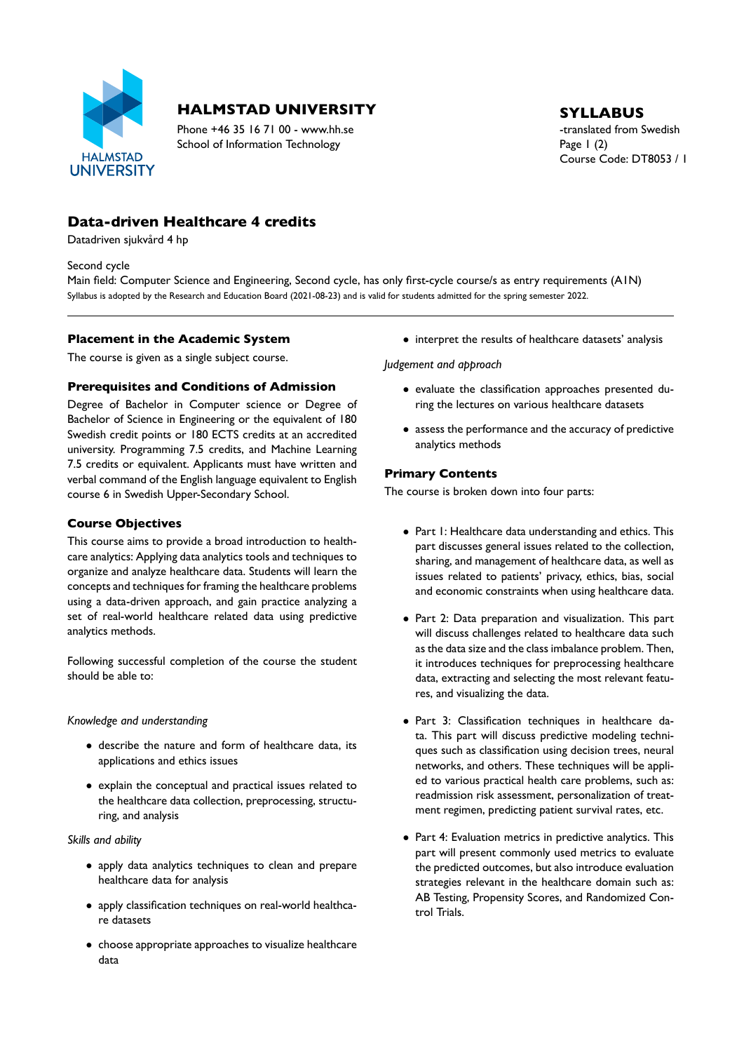# HALMSTAD UNIVERSITY

Phone +46 35 16 71 00 - www.hh.se
School of Information Technology

**SYLLABUS**
-translated from Swedish
Course Code: DT8053 / 1

## Data-driven Healthcare 4 credits

Datadriven sjukvård 4 hp

Second cycle
Main field: Computer Science and Engineering, Second cycle, has only first-cycle course/s as entry requirements (A1N)
Syllabus is adopted by the Research and Education Board (2021-08-23) and is valid for students admitted for the spring semester 2022.

### Placement in the Academic System

The course is given as a single subject course.

### Prerequisites and Conditions of Admission

Degree of Bachelor in Computer science or Degree of Bachelor of Science in Engineering or the equivalent of 180 Swedish credit points or 180 ECTS credits at an accredited university. Programming 7.5 credits, and Machine Learning 7.5 credits or equivalent. Applicants must have written and verbal command of the English language equivalent to English course 6 in Swedish Upper-Secondary School.

### Course Objectives

This course aims to provide a broad introduction to healthcare analytics: Applying data analytics tools and techniques to organize and analyze healthcare data. Students will learn the concepts and techniques for framing the healthcare problems using a data-driven approach, and gain practice analyzing a set of real-world healthcare related data using predictive analytics methods.

Following successful completion of the course the student should be able to:

*Knowledge and understanding*

- describe the nature and form of healthcare data, its applications and ethics issues
- explain the conceptual and practical issues related to the healthcare data collection, preprocessing, structuring, and analysis

*Skills and ability*

- apply data analytics techniques to clean and prepare healthcare data for analysis
- apply classification techniques on real-world healthcare datasets
- choose appropriate approaches to visualize healthcare data
- interpret the results of healthcare datasets' analysis

*Judgement and approach*

- evaluate the classification approaches presented during the lectures on various healthcare datasets
- assess the performance and the accuracy of predictive analytics methods

### Primary Contents

The course is broken down into four parts:

- Part 1: Healthcare data understanding and ethics. This part discusses general issues related to the collection, sharing, and management of healthcare data, as well as issues related to patients' privacy, ethics, bias, social and economic constraints when using healthcare data.
- Part 2: Data preparation and visualization. This part will discuss challenges related to healthcare data such as the data size and the class imbalance problem. Then, it introduces techniques for preprocessing healthcare data, extracting and selecting the most relevant features, and visualizing the data.
- Part 3: Classification techniques in healthcare data. This part will discuss predictive modeling techniques such as classification using decision trees, neural networks, and others. These techniques will be applied to various practical health care problems, such as: readmission risk assessment, personalization of treatment regimen, predicting patient survival rates, etc.
- Part 4: Evaluation metrics in predictive analytics. This part will present commonly used metrics to evaluate the predicted outcomes, but also introduce evaluation strategies relevant in the healthcare domain such as: AB Testing, Propensity Scores, and Randomized Control Trials.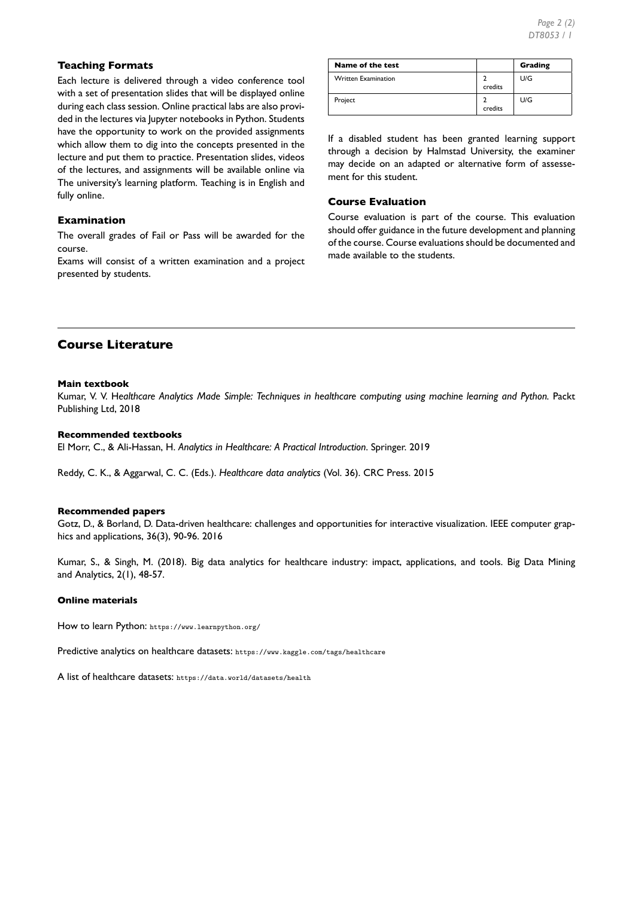## Teaching Formats

Each lecture is delivered through a video conference tool with a set of presentation slides that will be displayed online during each class session. Online practical labs are also provided in the lectures via Jupyter notebooks in Python. Students have the opportunity to work on the provided assignments which allow them to dig into the concepts presented in the lecture and put them to practice. Presentation slides, videos of the lectures, and assignments will be available online via The university's learning platform. Teaching is in English and fully online.

## Examination

The overall grades of Fail or Pass will be awarded for the course.

Exams will consist of a written examination and a project presented by students.

| Name of the test | | Grading |
|---|---|---|
| Written Examination | 2 credits | U/G |
| Project | 2 credits | U/G |

If a disabled student has been granted learning support through a decision by Halmstad University, the examiner may decide on an adapted or alternative form of assessement for this student.

## Course Evaluation

Course evaluation is part of the course. This evaluation should offer guidance in the future development and planning of the course. Course evaluations should be documented and made available to the students.

# Course Literature

#### Main textbook

Kumar, V. V. *Healthcare Analytics Made Simple: Techniques in healthcare computing using machine learning and Python.* Packt Publishing Ltd, 2018

#### Recommended textbooks

El Morr, C., & Ali-Hassan, H. *Analytics in Healthcare: A Practical Introduction*. Springer. 2019

Reddy, C. K., & Aggarwal, C. C. (Eds.). *Healthcare data analytics* (Vol. 36). CRC Press. 2015

#### Recommended papers

Gotz, D., & Borland, D. Data-driven healthcare: challenges and opportunities for interactive visualization. IEEE computer graphics and applications, 36(3), 90-96. 2016

Kumar, S., & Singh, M. (2018). Big data analytics for healthcare industry: impact, applications, and tools. Big Data Mining and Analytics, 2(1), 48-57.

#### Online materials

How to learn Python: `https://www.learnpython.org/`

Predictive analytics on healthcare datasets: `https://www.kaggle.com/tags/healthcare`

A list of healthcare datasets: `https://data.world/datasets/health`